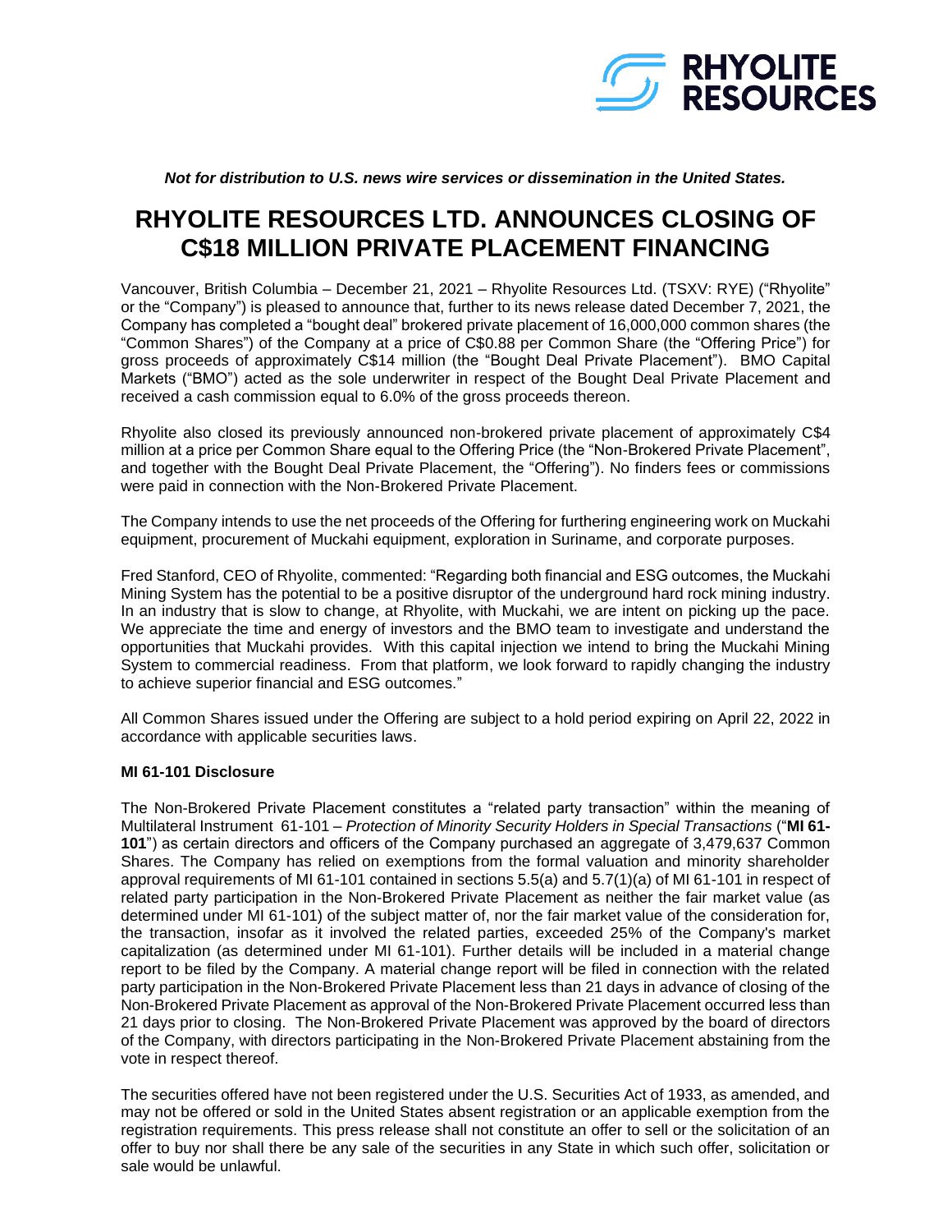*Not for distribution to U.S. news wire services or dissemination in the United States.*

# RHYOLITE RESOURCES LTD. ANNOUNCES CLOSING OF C$18 MILLION PRIVATE PLACEMENT FINANCING

Vancouver, British Columbia – December 21, 2021 – Rhyolite Resources Ltd. (TSXV: RYE) ("Rhyolite" or the "Company") is pleased to announce that, further to its news release dated December 7, 2021, the Company has completed a "bought deal" brokered private placement of 16,000,000 common shares (the "Common Shares") of the Company at a price of C$0.88 per Common Share (the "Offering Price") for gross proceeds of approximately C$14 million (the "Bought Deal Private Placement"). BMO Capital Markets ("BMO") acted as the sole underwriter in respect of the Bought Deal Private Placement and received a cash commission equal to 6.0% of the gross proceeds thereon.

Rhyolite also closed its previously announced non-brokered private placement of approximately C$4 million at a price per Common Share equal to the Offering Price (the "Non-Brokered Private Placement", and together with the Bought Deal Private Placement, the "Offering"). No finders fees or commissions were paid in connection with the Non-Brokered Private Placement.

The Company intends to use the net proceeds of the Offering for furthering engineering work on Muckahi equipment, procurement of Muckahi equipment, exploration in Suriname, and corporate purposes.

Fred Stanford, CEO of Rhyolite, commented: "Regarding both financial and ESG outcomes, the Muckahi Mining System has the potential to be a positive disruptor of the underground hard rock mining industry. In an industry that is slow to change, at Rhyolite, with Muckahi, we are intent on picking up the pace. We appreciate the time and energy of investors and the BMO team to investigate and understand the opportunities that Muckahi provides. With this capital injection we intend to bring the Muckahi Mining System to commercial readiness. From that platform, we look forward to rapidly changing the industry to achieve superior financial and ESG outcomes."

All Common Shares issued under the Offering are subject to a hold period expiring on April 22, 2022 in accordance with applicable securities laws.

**MI 61-101 Disclosure**

The Non-Brokered Private Placement constitutes a "related party transaction" within the meaning of Multilateral Instrument 61-101 – *Protection of Minority Security Holders in Special Transactions* ("**MI 61-101**") as certain directors and officers of the Company purchased an aggregate of 3,479,637 Common Shares. The Company has relied on exemptions from the formal valuation and minority shareholder approval requirements of MI 61-101 contained in sections 5.5(a) and 5.7(1)(a) of MI 61-101 in respect of related party participation in the Non-Brokered Private Placement as neither the fair market value (as determined under MI 61-101) of the subject matter of, nor the fair market value of the consideration for, the transaction, insofar as it involved the related parties, exceeded 25% of the Company's market capitalization (as determined under MI 61-101). Further details will be included in a material change report to be filed by the Company. A material change report will be filed in connection with the related party participation in the Non-Brokered Private Placement less than 21 days in advance of closing of the Non-Brokered Private Placement as approval of the Non-Brokered Private Placement occurred less than 21 days prior to closing. The Non-Brokered Private Placement was approved by the board of directors of the Company, with directors participating in the Non-Brokered Private Placement abstaining from the vote in respect thereof.

The securities offered have not been registered under the U.S. Securities Act of 1933, as amended, and may not be offered or sold in the United States absent registration or an applicable exemption from the registration requirements. This press release shall not constitute an offer to sell or the solicitation of an offer to buy nor shall there be any sale of the securities in any State in which such offer, solicitation or sale would be unlawful.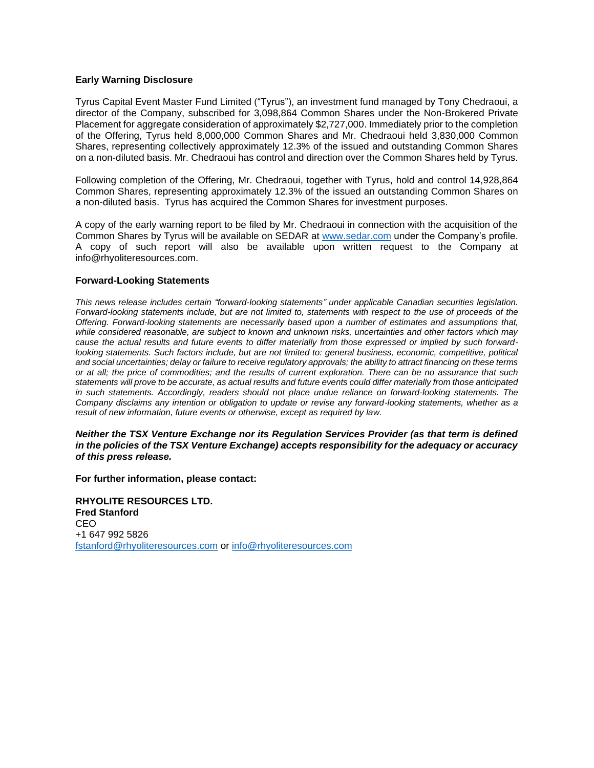**Early Warning Disclosure**

Tyrus Capital Event Master Fund Limited ("Tyrus"), an investment fund managed by Tony Chedraoui, a director of the Company, subscribed for 3,098,864 Common Shares under the Non-Brokered Private Placement for aggregate consideration of approximately $2,727,000. Immediately prior to the completion of the Offering, Tyrus held 8,000,000 Common Shares and Mr. Chedraoui held 3,830,000 Common Shares, representing collectively approximately 12.3% of the issued and outstanding Common Shares on a non-diluted basis. Mr. Chedraoui has control and direction over the Common Shares held by Tyrus.

Following completion of the Offering, Mr. Chedraoui, together with Tyrus, hold and control 14,928,864 Common Shares, representing approximately 12.3% of the issued an outstanding Common Shares on a non-diluted basis. Tyrus has acquired the Common Shares for investment purposes.

A copy of the early warning report to be filed by Mr. Chedraoui in connection with the acquisition of the Common Shares by Tyrus will be available on SEDAR at [www.sedar.com](http://www.sedar.com) under the Company's profile. A copy of such report will also be available upon written request to the Company at info@rhyoliteresources.com.

**Forward-Looking Statements**

*This news release includes certain "forward-looking statements" under applicable Canadian securities legislation. Forward-looking statements include, but are not limited to, statements with respect to the use of proceeds of the Offering. Forward-looking statements are necessarily based upon a number of estimates and assumptions that, while considered reasonable, are subject to known and unknown risks, uncertainties and other factors which may cause the actual results and future events to differ materially from those expressed or implied by such forward-looking statements. Such factors include, but are not limited to: general business, economic, competitive, political and social uncertainties; delay or failure to receive regulatory approvals; the ability to attract financing on these terms or at all; the price of commodities; and the results of current exploration. There can be no assurance that such statements will prove to be accurate, as actual results and future events could differ materially from those anticipated in such statements. Accordingly, readers should not place undue reliance on forward-looking statements. The Company disclaims any intention or obligation to update or revise any forward-looking statements, whether as a result of new information, future events or otherwise, except as required by law.*

***Neither the TSX Venture Exchange nor its Regulation Services Provider (as that term is defined in the policies of the TSX Venture Exchange) accepts responsibility for the adequacy or accuracy of this press release.***

**For further information, please contact:**

**RHYOLITE RESOURCES LTD.**
**Fred Stanford**
CEO
+1 647 992 5826
[fstanford@rhyoliteresources.com](mailto:fstanford@rhyoliteresources.com) or [info@rhyoliteresources.com](mailto:info@rhyoliteresources.com)